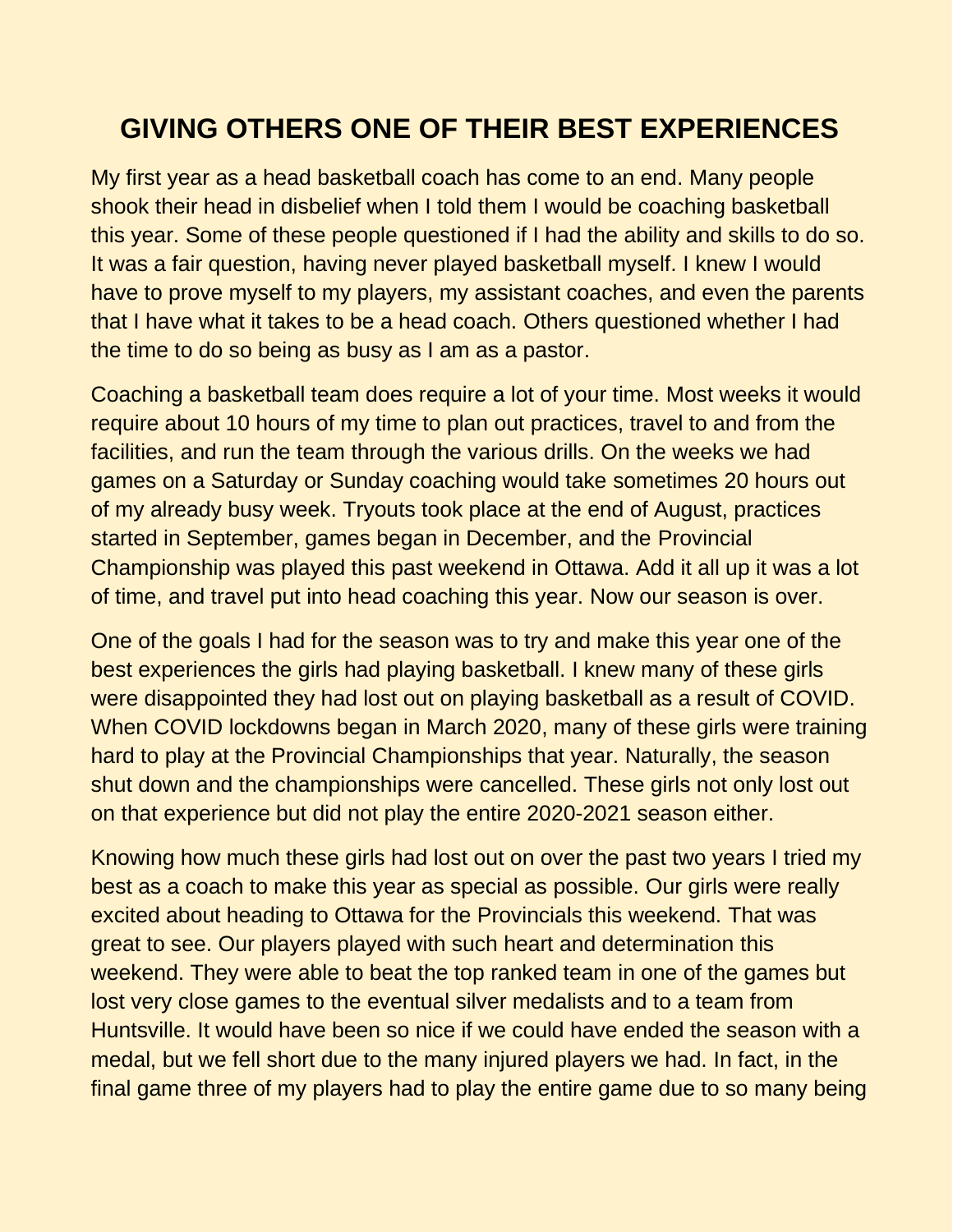# GIVING OTHERS ONE OF THEIR BEST EXPERIENCES

My first year as a head basketball coach has come to an end. Many people shook their head in disbelief when I told them I would be coaching basketball this year. Some of these people questioned if I had the ability and skills to do so. It was a fair question, having never played basketball myself. I knew I would have to prove myself to my players, my assistant coaches, and even the parents that I have what it takes to be a head coach. Others questioned whether I had the time to do so being as busy as I am as a pastor.

Coaching a basketball team does require a lot of your time. Most weeks it would require about 10 hours of my time to plan out practices, travel to and from the facilities, and run the team through the various drills. On the weeks we had games on a Saturday or Sunday coaching would take sometimes 20 hours out of my already busy week. Tryouts took place at the end of August, practices started in September, games began in December, and the Provincial Championship was played this past weekend in Ottawa. Add it all up it was a lot of time, and travel put into head coaching this year. Now our season is over.

One of the goals I had for the season was to try and make this year one of the best experiences the girls had playing basketball. I knew many of these girls were disappointed they had lost out on playing basketball as a result of COVID. When COVID lockdowns began in March 2020, many of these girls were training hard to play at the Provincial Championships that year. Naturally, the season shut down and the championships were cancelled. These girls not only lost out on that experience but did not play the entire 2020-2021 season either.

Knowing how much these girls had lost out on over the past two years I tried my best as a coach to make this year as special as possible. Our girls were really excited about heading to Ottawa for the Provincials this weekend. That was great to see. Our players played with such heart and determination this weekend. They were able to beat the top ranked team in one of the games but lost very close games to the eventual silver medalists and to a team from Huntsville. It would have been so nice if we could have ended the season with a medal, but we fell short due to the many injured players we had. In fact, in the final game three of my players had to play the entire game due to so many being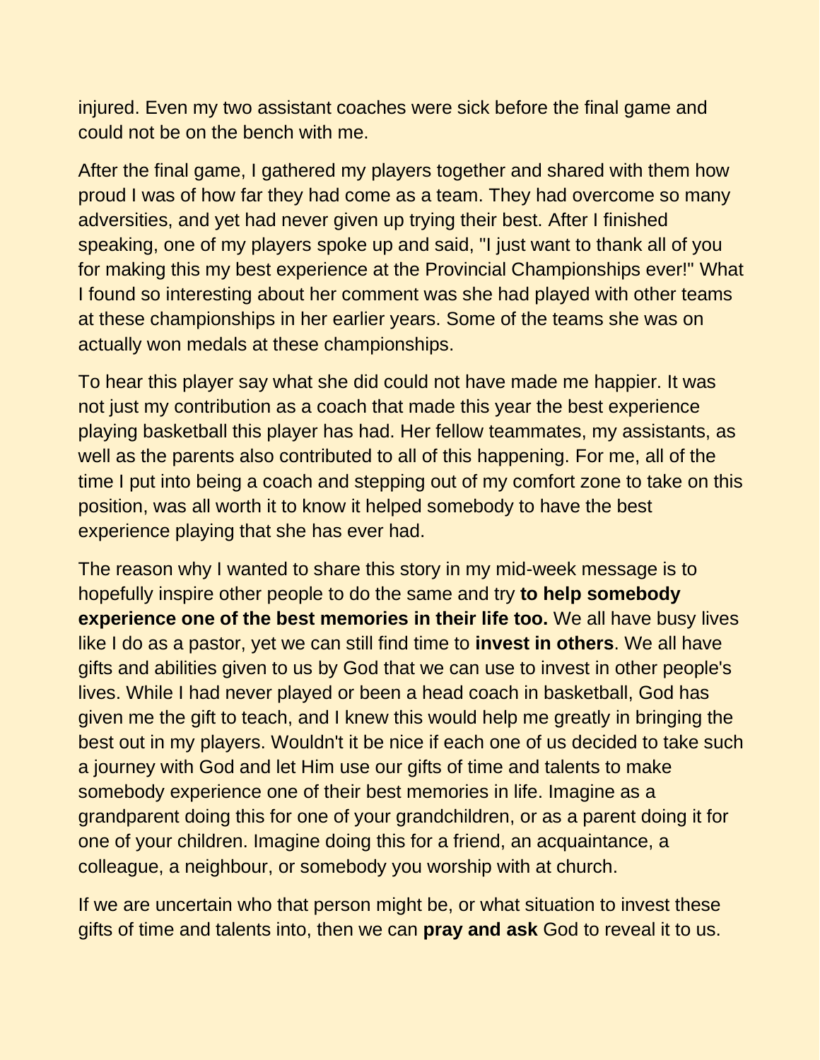injured. Even my two assistant coaches were sick before the final game and could not be on the bench with me.

After the final game, I gathered my players together and shared with them how proud I was of how far they had come as a team. They had overcome so many adversities, and yet had never given up trying their best. After I finished speaking, one of my players spoke up and said, "I just want to thank all of you for making this my best experience at the Provincial Championships ever!" What I found so interesting about her comment was she had played with other teams at these championships in her earlier years. Some of the teams she was on actually won medals at these championships.

To hear this player say what she did could not have made me happier. It was not just my contribution as a coach that made this year the best experience playing basketball this player has had. Her fellow teammates, my assistants, as well as the parents also contributed to all of this happening. For me, all of the time I put into being a coach and stepping out of my comfort zone to take on this position, was all worth it to know it helped somebody to have the best experience playing that she has ever had.

The reason why I wanted to share this story in my mid-week message is to hopefully inspire other people to do the same and try **to help somebody experience one of the best memories in their life too.** We all have busy lives like I do as a pastor, yet we can still find time to **invest in others**. We all have gifts and abilities given to us by God that we can use to invest in other people's lives. While I had never played or been a head coach in basketball, God has given me the gift to teach, and I knew this would help me greatly in bringing the best out in my players. Wouldn't it be nice if each one of us decided to take such a journey with God and let Him use our gifts of time and talents to make somebody experience one of their best memories in life. Imagine as a grandparent doing this for one of your grandchildren, or as a parent doing it for one of your children. Imagine doing this for a friend, an acquaintance, a colleague, a neighbour, or somebody you worship with at church.

If we are uncertain who that person might be, or what situation to invest these gifts of time and talents into, then we can **pray and ask** God to reveal it to us.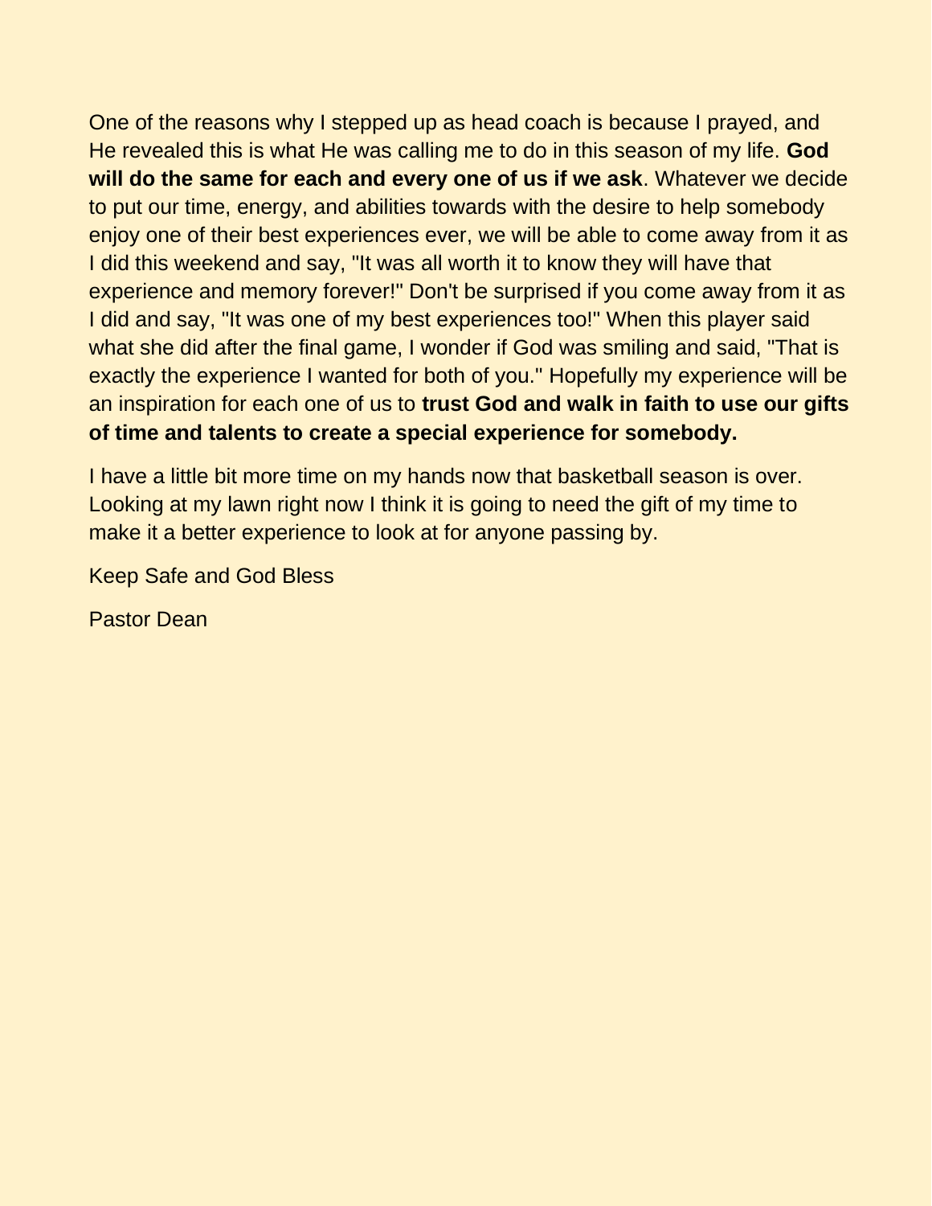One of the reasons why I stepped up as head coach is because I prayed, and He revealed this is what He was calling me to do in this season of my life. **God will do the same for each and every one of us if we ask**. Whatever we decide to put our time, energy, and abilities towards with the desire to help somebody enjoy one of their best experiences ever, we will be able to come away from it as I did this weekend and say, "It was all worth it to know they will have that experience and memory forever!" Don't be surprised if you come away from it as I did and say, "It was one of my best experiences too!" When this player said what she did after the final game, I wonder if God was smiling and said, "That is exactly the experience I wanted for both of you." Hopefully my experience will be an inspiration for each one of us to **trust God and walk in faith to use our gifts of time and talents to create a special experience for somebody.**

I have a little bit more time on my hands now that basketball season is over. Looking at my lawn right now I think it is going to need the gift of my time to make it a better experience to look at for anyone passing by.

Keep Safe and God Bless

Pastor Dean